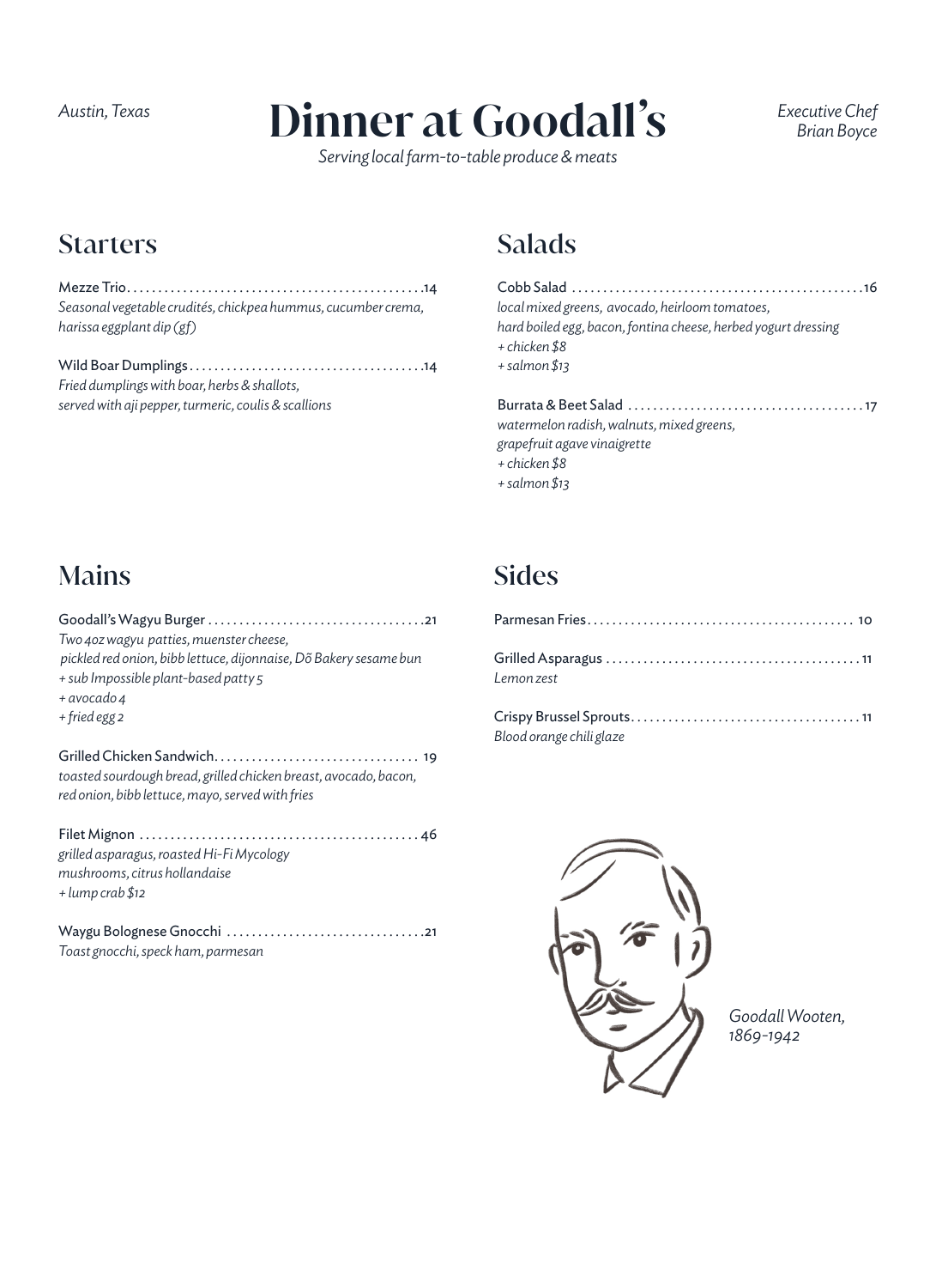*Austin, Texas*

# Dinner at Goodall's

*Serving local farm-to-table produce & meats*

*Executive Chef Brian Boyce*

## Starters

Mezze Trio .............................................. 14
*Seasonal vegetable crudités, chickpea hummus, cucumber crema, harissa eggplant dip (gf)*

Wild Boar Dumplings .............................................. 14
*Fried dumplings with boar, herbs & shallots, served with aji pepper, turmeric, coulis & scallions*

## Salads

Cobb Salad .............................................. 16
*local mixed greens, avocado, heirloom tomatoes, hard boiled egg, bacon, fontina cheese, herbed yogurt dressing*
*+ chicken $8*
*+ salmon $13*

Burrata & Beet Salad .............................................. 17
*watermelon radish, walnuts, mixed greens, grapefruit agave vinaigrette*
*+ chicken $8*
*+ salmon $13*

## Mains

Goodall's Wagyu Burger .............................................. 21
*Two 4oz wagyu patties, muenster cheese, pickled red onion, bibb lettuce, dijonnaise, Dõ Bakery sesame bun*
*+ sub Impossible plant-based patty 5*
*+ avocado 4*
*+ fried egg 2*

Grilled Chicken Sandwich .............................................. 19
*toasted sourdough bread, grilled chicken breast, avocado, bacon, red onion, bibb lettuce, mayo, served with fries*

Filet Mignon .............................................. 46
*grilled asparagus, roasted Hi-Fi Mycology mushrooms, citrus hollandaise*
*+ lump crab $12*

Waygu Bolognese Gnocchi .............................................. 21
*Toast gnocchi, speck ham, parmesan*

## Sides

Parmesan Fries .............................................. 10

Grilled Asparagus .............................................. 11
*Lemon zest*

Crispy Brussel Sprouts .............................................. 11
*Blood orange chili glaze*

*Goodall Wooten, 1869–1942*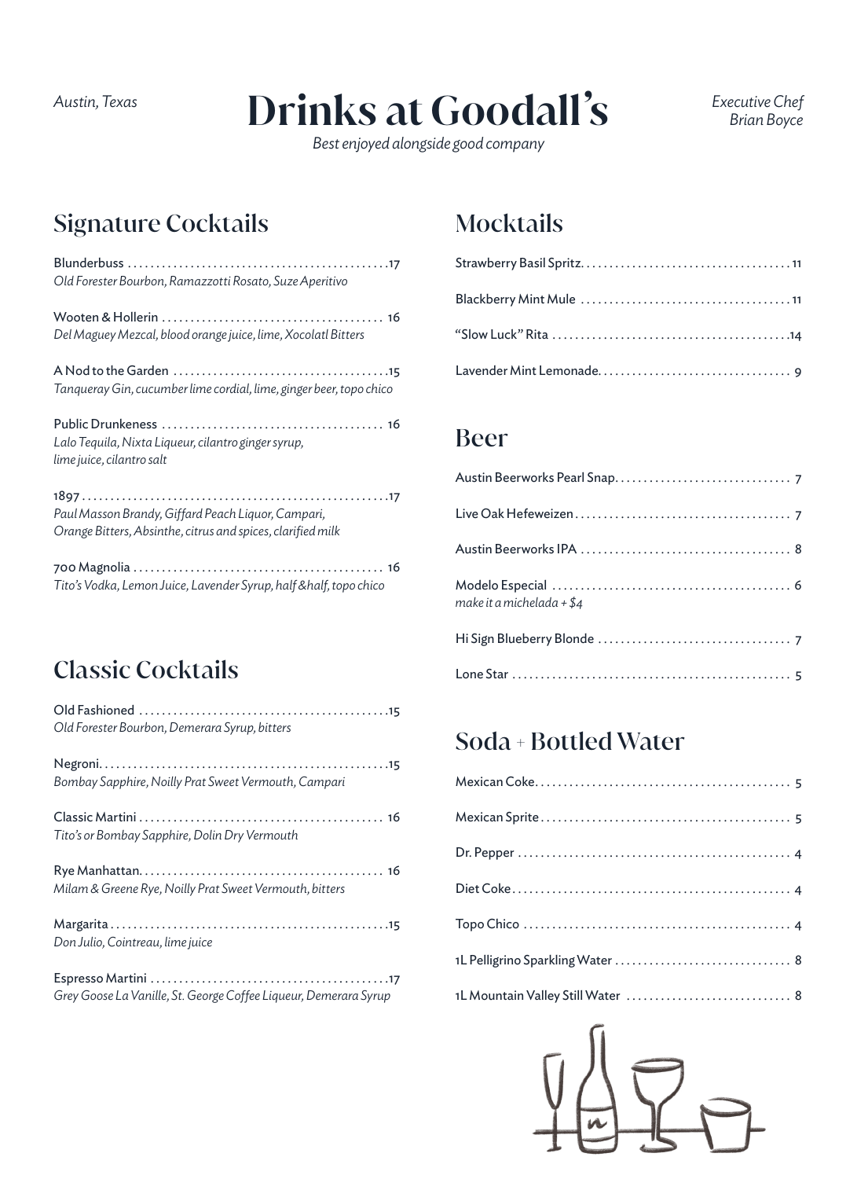*Austin, Texas*

# Drinks at Goodall's

*Best enjoyed alongside good company*

*Executive Chef Brian Boyce*

## Signature Cocktails

Blunderbuss ... 17
*Old Forester Bourbon, Ramazzotti Rosato, Suze Aperitivo*

Wooten & Hollerin ... 16
*Del Maguey Mezcal, blood orange juice, lime, Xocolatl Bitters*

A Nod to the Garden ... 15
*Tanqueray Gin, cucumber lime cordial, lime, ginger beer, topo chico*

Public Drunkeness ... 16
*Lalo Tequila, Nixta Liqueur, cilantro ginger syrup, lime juice, cilantro salt*

1897 ... 17
*Paul Masson Brandy, Giffard Peach Liquor, Campari, Orange Bitters, Absinthe, citrus and spices, clarified milk*

700 Magnolia ... 16
*Tito's Vodka, Lemon Juice, Lavender Syrup, half &half, topo chico*

## Classic Cocktails

Old Fashioned ... 15
*Old Forester Bourbon, Demerara Syrup, bitters*

Negroni ... 15
*Bombay Sapphire, Noilly Prat Sweet Vermouth, Campari*

Classic Martini ... 16
*Tito's or Bombay Sapphire, Dolin Dry Vermouth*

Rye Manhattan ... 16
*Milam & Greene Rye, Noilly Prat Sweet Vermouth, bitters*

Margarita ... 15
*Don Julio, Cointreau, lime juice*

Espresso Martini ... 17
*Grey Goose La Vanille, St. George Coffee Liqueur, Demerara Syrup*

## Mocktails

Strawberry Basil Spritz ... 11

Blackberry Mint Mule ... 11

"Slow Luck" Rita ... 14

Lavender Mint Lemonade ... 9

## Beer

Austin Beerworks Pearl Snap ... 7

Live Oak Hefeweizen ... 7

Austin Beerworks IPA ... 8

Modelo Especial ... 6
*make it a michelada + $4*

Hi Sign Blueberry Blonde ... 7

Lone Star ... 5

## Soda + Bottled Water

Mexican Coke ... 5

Mexican Sprite ... 5

Dr. Pepper ... 4

Diet Coke ... 4

Topo Chico ... 4

1L Pelligrino Sparkling Water ... 8

1L Mountain Valley Still Water ... 8